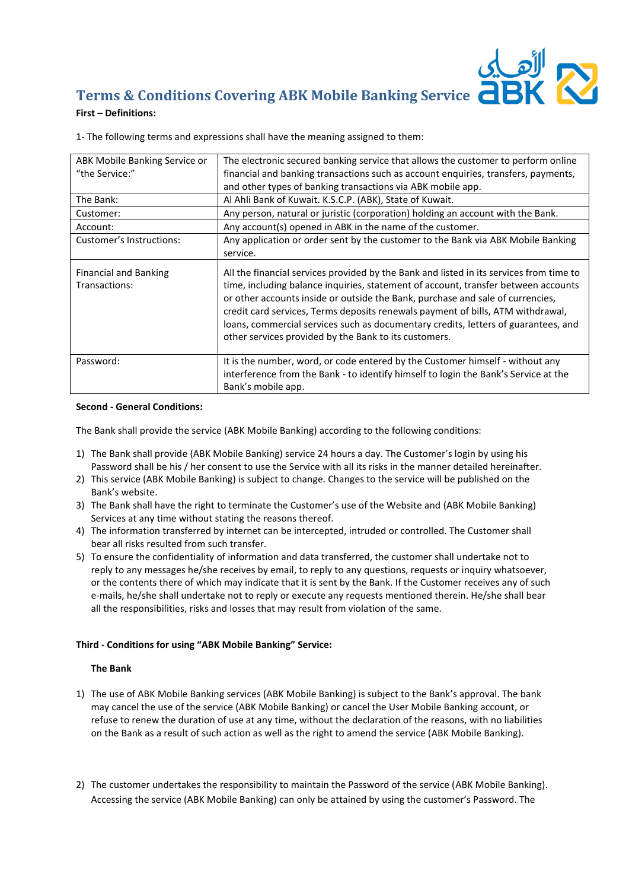# Terms & Conditions Covering ABK Mobile Banking Service

**First – Definitions:**

1- The following terms and expressions shall have the meaning assigned to them:

| | |
|---|---|
| ABK Mobile Banking Service or "the Service:" | The electronic secured banking service that allows the customer to perform online financial and banking transactions such as account enquiries, transfers, payments, and other types of banking transactions via ABK mobile app. |
| The Bank: | Al Ahli Bank of Kuwait. K.S.C.P. (ABK), State of Kuwait. |
| Customer: | Any person, natural or juristic (corporation) holding an account with the Bank. |
| Account: | Any account(s) opened in ABK in the name of the customer. |
| Customer's Instructions: | Any application or order sent by the customer to the Bank via ABK Mobile Banking service. |
| Financial and Banking Transactions: | All the financial services provided by the Bank and listed in its services from time to time, including balance inquiries, statement of account, transfer between accounts or other accounts inside or outside the Bank, purchase and sale of currencies, credit card services, Terms deposits renewals payment of bills, ATM withdrawal, loans, commercial services such as documentary credits, letters of guarantees, and other services provided by the Bank to its customers. |
| Password: | It is the number, word, or code entered by the Customer himself - without any interference from the Bank - to identify himself to login the Bank's Service at the Bank's mobile app. |

**Second - General Conditions:**

The Bank shall provide the service (ABK Mobile Banking) according to the following conditions:

1) The Bank shall provide (ABK Mobile Banking) service 24 hours a day. The Customer's login by using his Password shall be his / her consent to use the Service with all its risks in the manner detailed hereinafter.
2) This service (ABK Mobile Banking) is subject to change. Changes to the service will be published on the Bank's website.
3) The Bank shall have the right to terminate the Customer's use of the Website and (ABK Mobile Banking) Services at any time without stating the reasons thereof.
4) The information transferred by internet can be intercepted, intruded or controlled. The Customer shall bear all risks resulted from such transfer.
5) To ensure the confidentiality of information and data transferred, the customer shall undertake not to reply to any messages he/she receives by email, to reply to any questions, requests or inquiry whatsoever, or the contents there of which may indicate that it is sent by the Bank. If the Customer receives any of such e-mails, he/she shall undertake not to reply or execute any requests mentioned therein. He/she shall bear all the responsibilities, risks and losses that may result from violation of the same.

**Third - Conditions for using "ABK Mobile Banking" Service:**

**The Bank**

1) The use of ABK Mobile Banking services (ABK Mobile Banking) is subject to the Bank's approval. The bank may cancel the use of the service (ABK Mobile Banking) or cancel the User Mobile Banking account, or refuse to renew the duration of use at any time, without the declaration of the reasons, with no liabilities on the Bank as a result of such action as well as the right to amend the service (ABK Mobile Banking).

2) The customer undertakes the responsibility to maintain the Password of the service (ABK Mobile Banking). Accessing the service (ABK Mobile Banking) can only be attained by using the customer's Password. The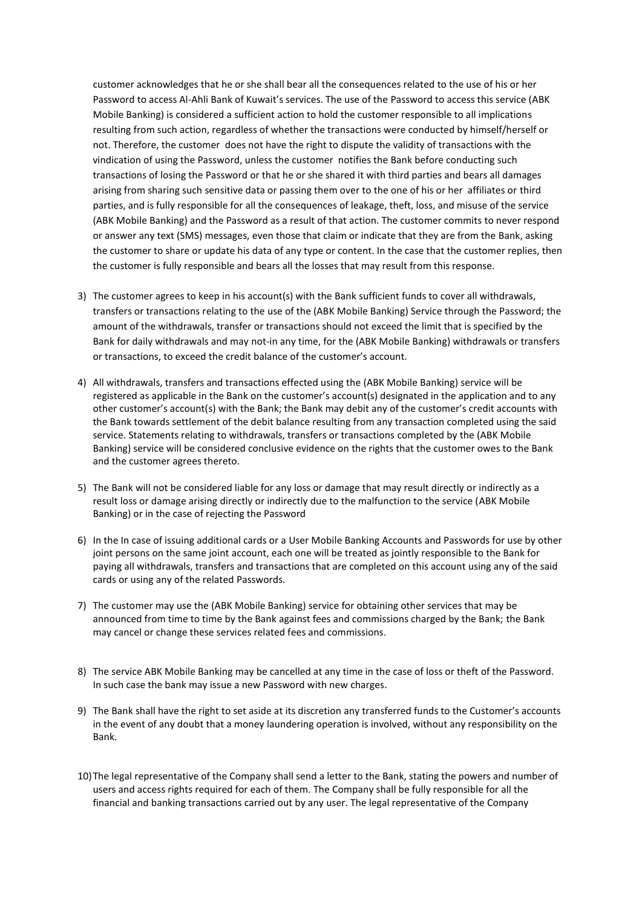customer acknowledges that he or she shall bear all the consequences related to the use of his or her Password to access Al-Ahli Bank of Kuwait's services. The use of the Password to access this service (ABK Mobile Banking) is considered a sufficient action to hold the customer responsible to all implications resulting from such action, regardless of whether the transactions were conducted by himself/herself or not. Therefore, the customer does not have the right to dispute the validity of transactions with the vindication of using the Password, unless the customer notifies the Bank before conducting such transactions of losing the Password or that he or she shared it with third parties and bears all damages arising from sharing such sensitive data or passing them over to the one of his or her affiliates or third parties, and is fully responsible for all the consequences of leakage, theft, loss, and misuse of the service (ABK Mobile Banking) and the Password as a result of that action. The customer commits to never respond or answer any text (SMS) messages, even those that claim or indicate that they are from the Bank, asking the customer to share or update his data of any type or content. In the case that the customer replies, then the customer is fully responsible and bears all the losses that may result from this response.

3) The customer agrees to keep in his account(s) with the Bank sufficient funds to cover all withdrawals, transfers or transactions relating to the use of the (ABK Mobile Banking) Service through the Password; the amount of the withdrawals, transfer or transactions should not exceed the limit that is specified by the Bank for daily withdrawals and may not-in any time, for the (ABK Mobile Banking) withdrawals or transfers or transactions, to exceed the credit balance of the customer's account.

4) All withdrawals, transfers and transactions effected using the (ABK Mobile Banking) service will be registered as applicable in the Bank on the customer's account(s) designated in the application and to any other customer's account(s) with the Bank; the Bank may debit any of the customer's credit accounts with the Bank towards settlement of the debit balance resulting from any transaction completed using the said service. Statements relating to withdrawals, transfers or transactions completed by the (ABK Mobile Banking) service will be considered conclusive evidence on the rights that the customer owes to the Bank and the customer agrees thereto.

5) The Bank will not be considered liable for any loss or damage that may result directly or indirectly as a result loss or damage arising directly or indirectly due to the malfunction to the service (ABK Mobile Banking) or in the case of rejecting the Password

6) In the In case of issuing additional cards or a User Mobile Banking Accounts and Passwords for use by other joint persons on the same joint account, each one will be treated as jointly responsible to the Bank for paying all withdrawals, transfers and transactions that are completed on this account using any of the said cards or using any of the related Passwords.

7) The customer may use the (ABK Mobile Banking) service for obtaining other services that may be announced from time to time by the Bank against fees and commissions charged by the Bank; the Bank may cancel or change these services related fees and commissions.

8) The service ABK Mobile Banking may be cancelled at any time in the case of loss or theft of the Password. In such case the bank may issue a new Password with new charges.

9) The Bank shall have the right to set aside at its discretion any transferred funds to the Customer's accounts in the event of any doubt that a money laundering operation is involved, without any responsibility on the Bank.

10) The legal representative of the Company shall send a letter to the Bank, stating the powers and number of users and access rights required for each of them. The Company shall be fully responsible for all the financial and banking transactions carried out by any user. The legal representative of the Company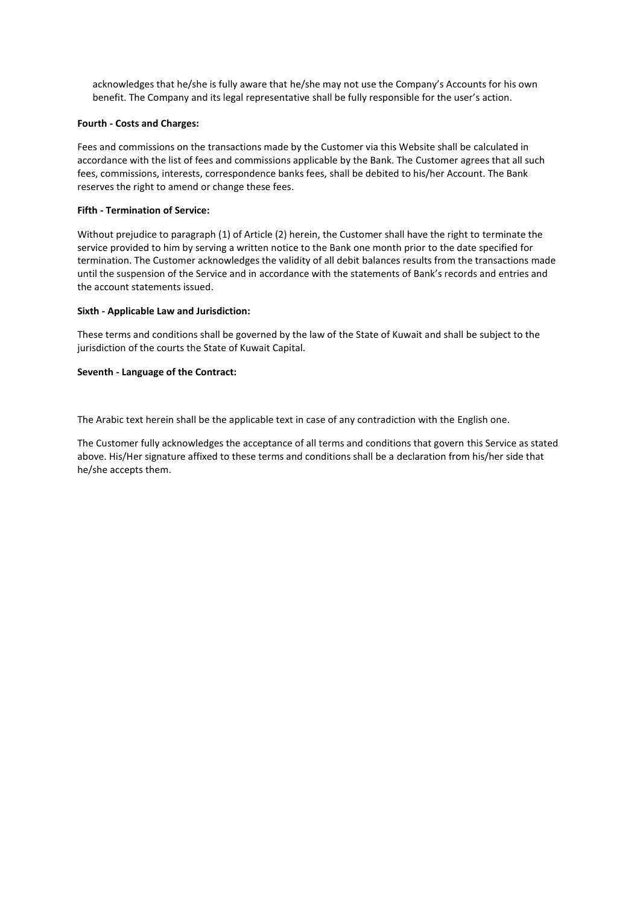acknowledges that he/she is fully aware that he/she may not use the Company's Accounts for his own benefit. The Company and its legal representative shall be fully responsible for the user's action.

**Fourth - Costs and Charges:**

Fees and commissions on the transactions made by the Customer via this Website shall be calculated in accordance with the list of fees and commissions applicable by the Bank. The Customer agrees that all such fees, commissions, interests, correspondence banks fees, shall be debited to his/her Account. The Bank reserves the right to amend or change these fees.

**Fifth - Termination of Service:**

Without prejudice to paragraph (1) of Article (2) herein, the Customer shall have the right to terminate the service provided to him by serving a written notice to the Bank one month prior to the date specified for termination. The Customer acknowledges the validity of all debit balances results from the transactions made until the suspension of the Service and in accordance with the statements of Bank's records and entries and the account statements issued.

**Sixth - Applicable Law and Jurisdiction:**

These terms and conditions shall be governed by the law of the State of Kuwait and shall be subject to the jurisdiction of the courts the State of Kuwait Capital.

**Seventh - Language of the Contract:**

The Arabic text herein shall be the applicable text in case of any contradiction with the English one.

The Customer fully acknowledges the acceptance of all terms and conditions that govern this Service as stated above. His/Her signature affixed to these terms and conditions shall be a declaration from his/her side that he/she accepts them.